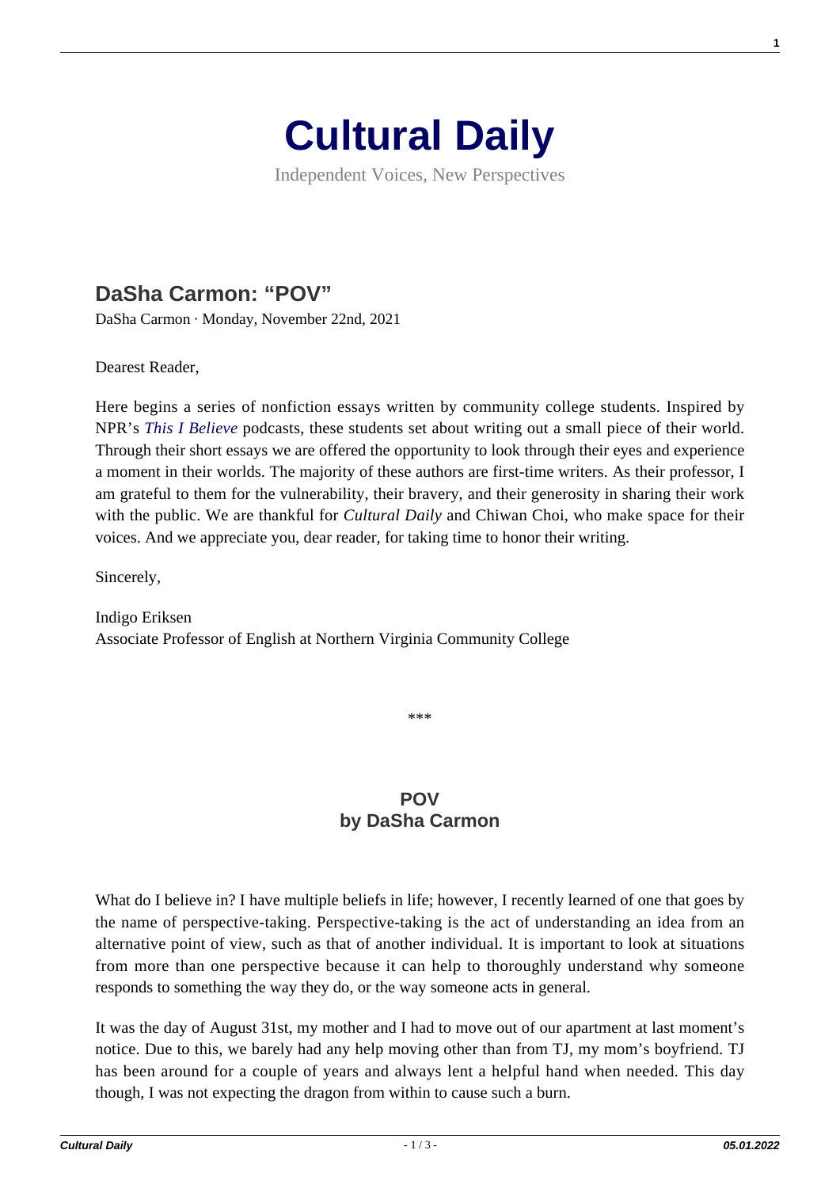# Cultural Daily

Independent Voices, New Perspectives

## DaSha Carmon: "POV"

DaSha Carmon · Monday, November 22nd, 2021

Dearest Reader,

Here begins a series of nonfiction essays written by community college students. Inspired by NPR's *This I Believe* podcasts, these students set about writing out a small piece of their world. Through their short essays we are offered the opportunity to look through their eyes and experience a moment in their worlds. The majority of these authors are first-time writers. As their professor, I am grateful to them for the vulnerability, their bravery, and their generosity in sharing their work with the public. We are thankful for *Cultural Daily* and Chiwan Choi, who make space for their voices. And we appreciate you, dear reader, for taking time to honor their writing.

Sincerely,

Indigo Eriksen
Associate Professor of English at Northern Virginia Community College

\*\*\*

### POV
### by DaSha Carmon

What do I believe in? I have multiple beliefs in life; however, I recently learned of one that goes by the name of perspective-taking. Perspective-taking is the act of understanding an idea from an alternative point of view, such as that of another individual. It is important to look at situations from more than one perspective because it can help to thoroughly understand why someone responds to something the way they do, or the way someone acts in general.

It was the day of August 31st, my mother and I had to move out of our apartment at last moment's notice. Due to this, we barely had any help moving other than from TJ, my mom's boyfriend. TJ has been around for a couple of years and always lent a helpful hand when needed. This day though, I was not expecting the dragon from within to cause such a burn.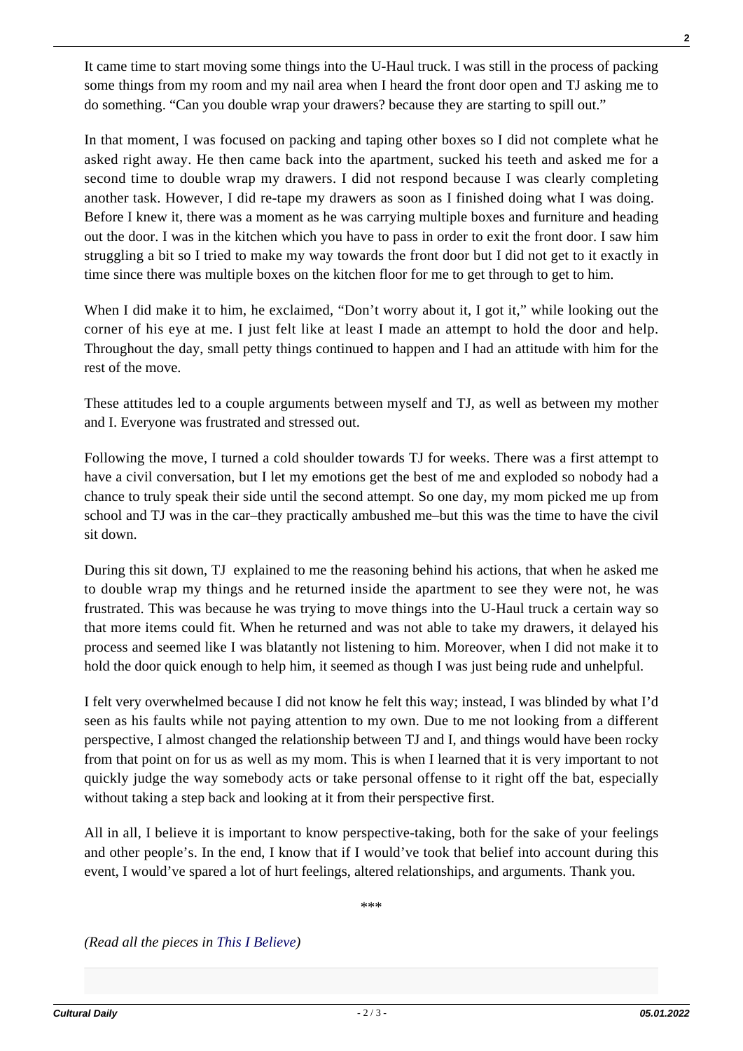It came time to start moving some things into the U-Haul truck. I was still in the process of packing some things from my room and my nail area when I heard the front door open and TJ asking me to do something. "Can you double wrap your drawers? because they are starting to spill out."

In that moment, I was focused on packing and taping other boxes so I did not complete what he asked right away. He then came back into the apartment, sucked his teeth and asked me for a second time to double wrap my drawers. I did not respond because I was clearly completing another task. However, I did re-tape my drawers as soon as I finished doing what I was doing. Before I knew it, there was a moment as he was carrying multiple boxes and furniture and heading out the door. I was in the kitchen which you have to pass in order to exit the front door. I saw him struggling a bit so I tried to make my way towards the front door but I did not get to it exactly in time since there was multiple boxes on the kitchen floor for me to get through to get to him.

When I did make it to him, he exclaimed, "Don't worry about it, I got it," while looking out the corner of his eye at me. I just felt like at least I made an attempt to hold the door and help. Throughout the day, small petty things continued to happen and I had an attitude with him for the rest of the move.

These attitudes led to a couple arguments between myself and TJ, as well as between my mother and I. Everyone was frustrated and stressed out.

Following the move, I turned a cold shoulder towards TJ for weeks. There was a first attempt to have a civil conversation, but I let my emotions get the best of me and exploded so nobody had a chance to truly speak their side until the second attempt. So one day, my mom picked me up from school and TJ was in the car–they practically ambushed me–but this was the time to have the civil sit down.

During this sit down, TJ explained to me the reasoning behind his actions, that when he asked me to double wrap my things and he returned inside the apartment to see they were not, he was frustrated. This was because he was trying to move things into the U-Haul truck a certain way so that more items could fit. When he returned and was not able to take my drawers, it delayed his process and seemed like I was blatantly not listening to him. Moreover, when I did not make it to hold the door quick enough to help him, it seemed as though I was just being rude and unhelpful.

I felt very overwhelmed because I did not know he felt this way; instead, I was blinded by what I'd seen as his faults while not paying attention to my own. Due to me not looking from a different perspective, I almost changed the relationship between TJ and I, and things would have been rocky from that point on for us as well as my mom. This is when I learned that it is very important to not quickly judge the way somebody acts or take personal offense to it right off the bat, especially without taking a step back and looking at it from their perspective first.

All in all, I believe it is important to know perspective-taking, both for the sake of your feelings and other people's. In the end, I know that if I would've took that belief into account during this event, I would've spared a lot of hurt feelings, altered relationships, and arguments. Thank you.

***

*(Read all the pieces in This I Believe)*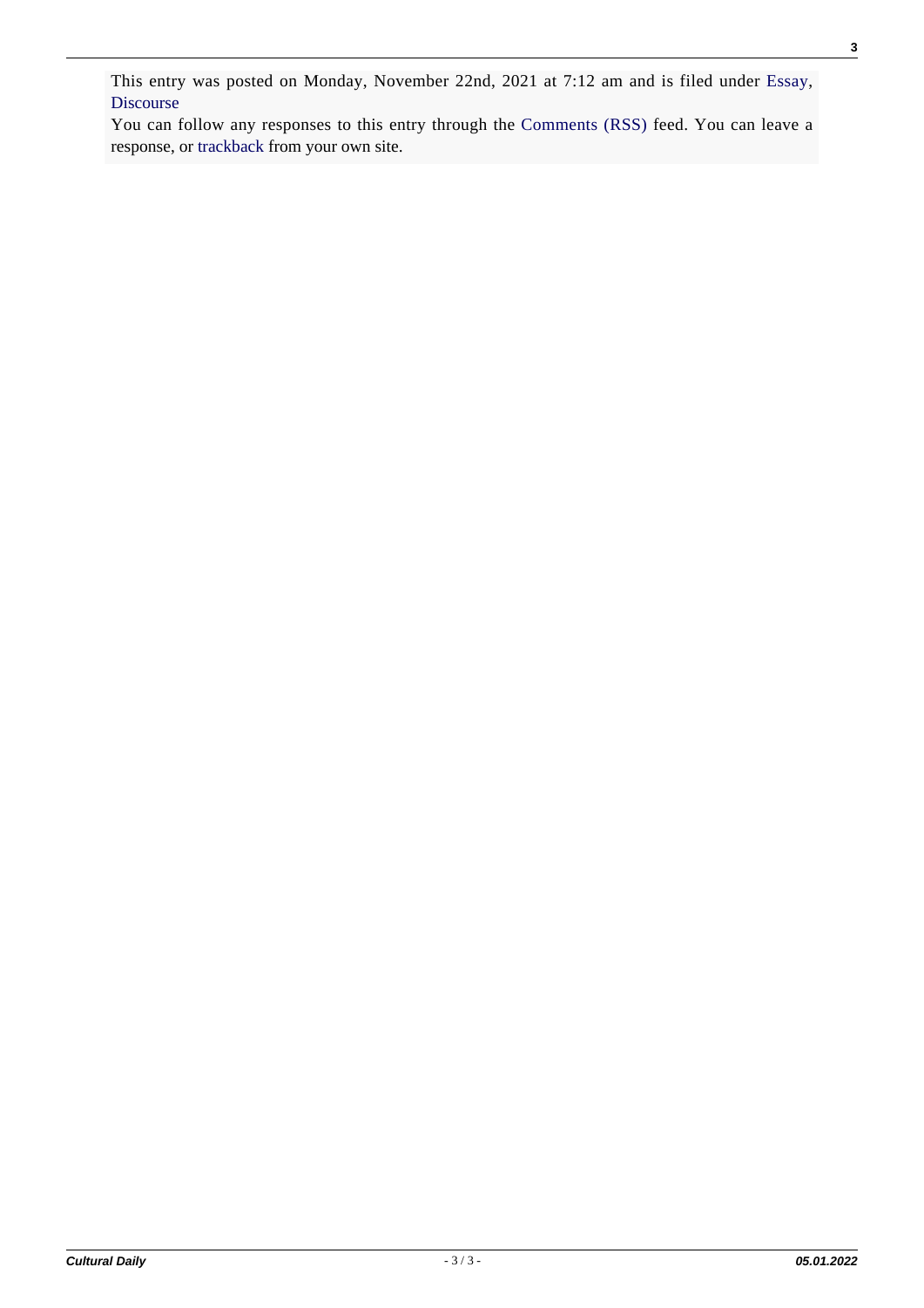This entry was posted on Monday, November 22nd, 2021 at 7:12 am and is filed under Essay, Discourse

You can follow any responses to this entry through the Comments (RSS) feed. You can leave a response, or trackback from your own site.